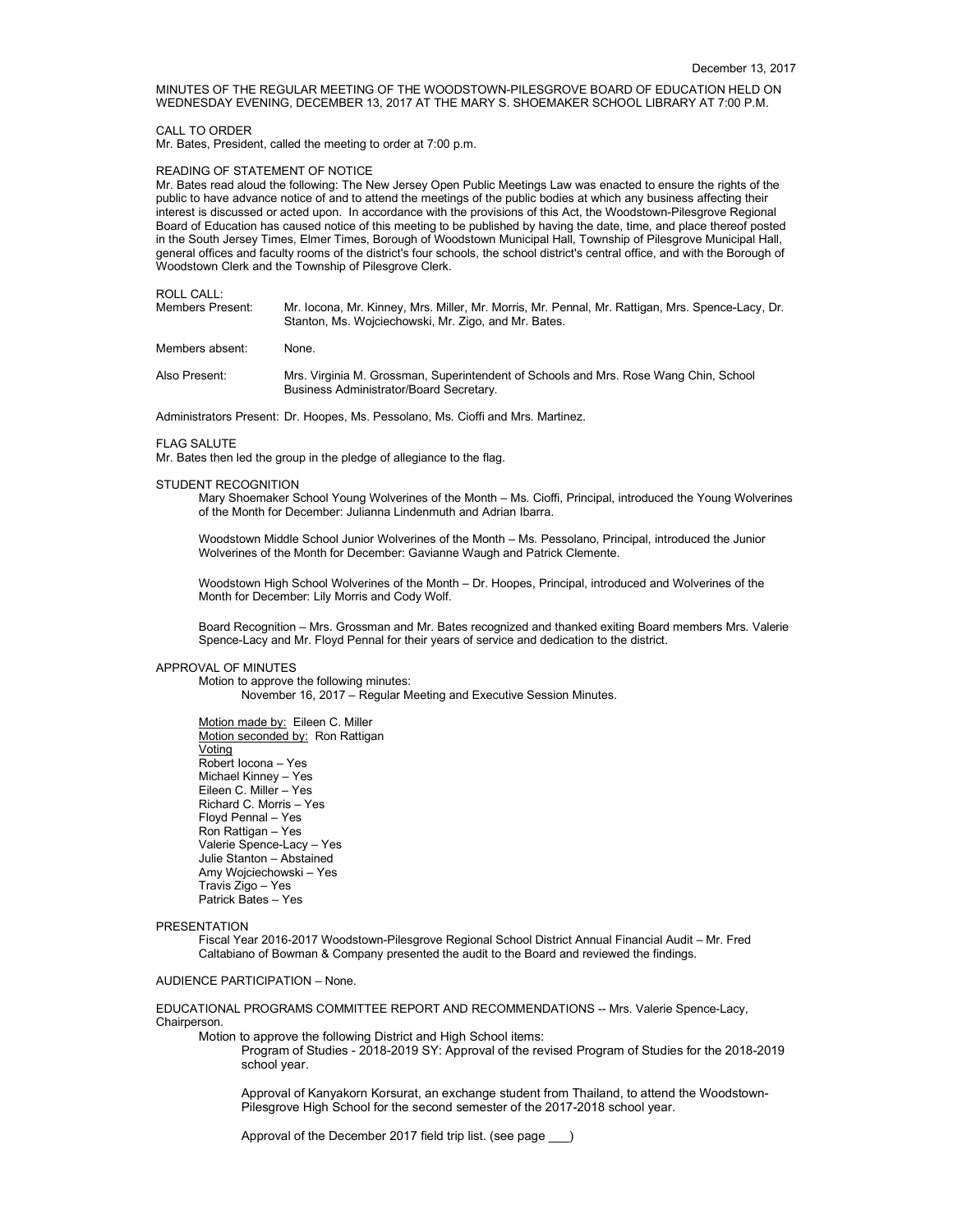December 13, 2017

MINUTES OF THE REGULAR MEETING OF THE WOODSTOWN-PILESGROVE BOARD OF EDUCATION HELD ON WEDNESDAY EVENING, DECEMBER 13, 2017 AT THE MARY S. SHOEMAKER SCHOOL LIBRARY AT 7:00 P.M.

CALL TO ORDER

Mr. Bates, President, called the meeting to order at 7:00 p.m.

READING OF STATEMENT OF NOTICE

Mr. Bates read aloud the following: The New Jersey Open Public Meetings Law was enacted to ensure the rights of the public to have advance notice of and to attend the meetings of the public bodies at which any business affecting their interest is discussed or acted upon. In accordance with the provisions of this Act, the Woodstown-Pilesgrove Regional Board of Education has caused notice of this meeting to be published by having the date, time, and place thereof posted in the South Jersey Times, Elmer Times, Borough of Woodstown Municipal Hall, Township of Pilesgrove Municipal Hall, general offices and faculty rooms of the district's four schools, the school district's central office, and with the Borough of Woodstown Clerk and the Township of Pilesgrove Clerk.

ROLL CALL:

Members Present: Mr. Iocona, Mr. Kinney, Mrs. Miller, Mr. Morris, Mr. Pennal, Mr. Rattigan, Mrs. Spence-Lacy, Dr. Stanton, Ms. Wojciechowski, Mr. Zigo, and Mr. Bates.

Members absent: None.

Also Present: Mrs. Virginia M. Grossman, Superintendent of Schools and Mrs. Rose Wang Chin, School Business Administrator/Board Secretary.

Administrators Present: Dr. Hoopes, Ms. Pessolano, Ms. Cioffi and Mrs. Martinez.

FLAG SALUTE

Mr. Bates then led the group in the pledge of allegiance to the flag.

STUDENT RECOGNITION

Mary Shoemaker School Young Wolverines of the Month – Ms. Cioffi, Principal, introduced the Young Wolverines of the Month for December: Julianna Lindenmuth and Adrian Ibarra.

Woodstown Middle School Junior Wolverines of the Month – Ms. Pessolano, Principal, introduced the Junior Wolverines of the Month for December: Gavianne Waugh and Patrick Clemente.

Woodstown High School Wolverines of the Month – Dr. Hoopes, Principal, introduced and Wolverines of the Month for December: Lily Morris and Cody Wolf.

Board Recognition – Mrs. Grossman and Mr. Bates recognized and thanked exiting Board members Mrs. Valerie Spence-Lacy and Mr. Floyd Pennal for their years of service and dedication to the district.

APPROVAL OF MINUTES

Motion to approve the following minutes:

November 16, 2017 – Regular Meeting and Executive Session Minutes.

Motion made by: Eileen C. Miller
Motion seconded by: Ron Rattigan
Voting
Robert Iocona – Yes
Michael Kinney – Yes
Eileen C. Miller – Yes
Richard C. Morris – Yes
Floyd Pennal – Yes
Ron Rattigan – Yes
Valerie Spence-Lacy – Yes
Julie Stanton – Abstained
Amy Wojciechowski – Yes
Travis Zigo – Yes
Patrick Bates – Yes

PRESENTATION

Fiscal Year 2016-2017 Woodstown-Pilesgrove Regional School District Annual Financial Audit – Mr. Fred Caltabiano of Bowman & Company presented the audit to the Board and reviewed the findings.

AUDIENCE PARTICIPATION – None.

EDUCATIONAL PROGRAMS COMMITTEE REPORT AND RECOMMENDATIONS -- Mrs. Valerie Spence-Lacy, Chairperson.

Motion to approve the following District and High School items:

Program of Studies - 2018-2019 SY: Approval of the revised Program of Studies for the 2018-2019 school year.

Approval of Kanyakorn Korsurat, an exchange student from Thailand, to attend the Woodstown-Pilesgrove High School for the second semester of the 2017-2018 school year.

Approval of the December 2017 field trip list. (see page ___)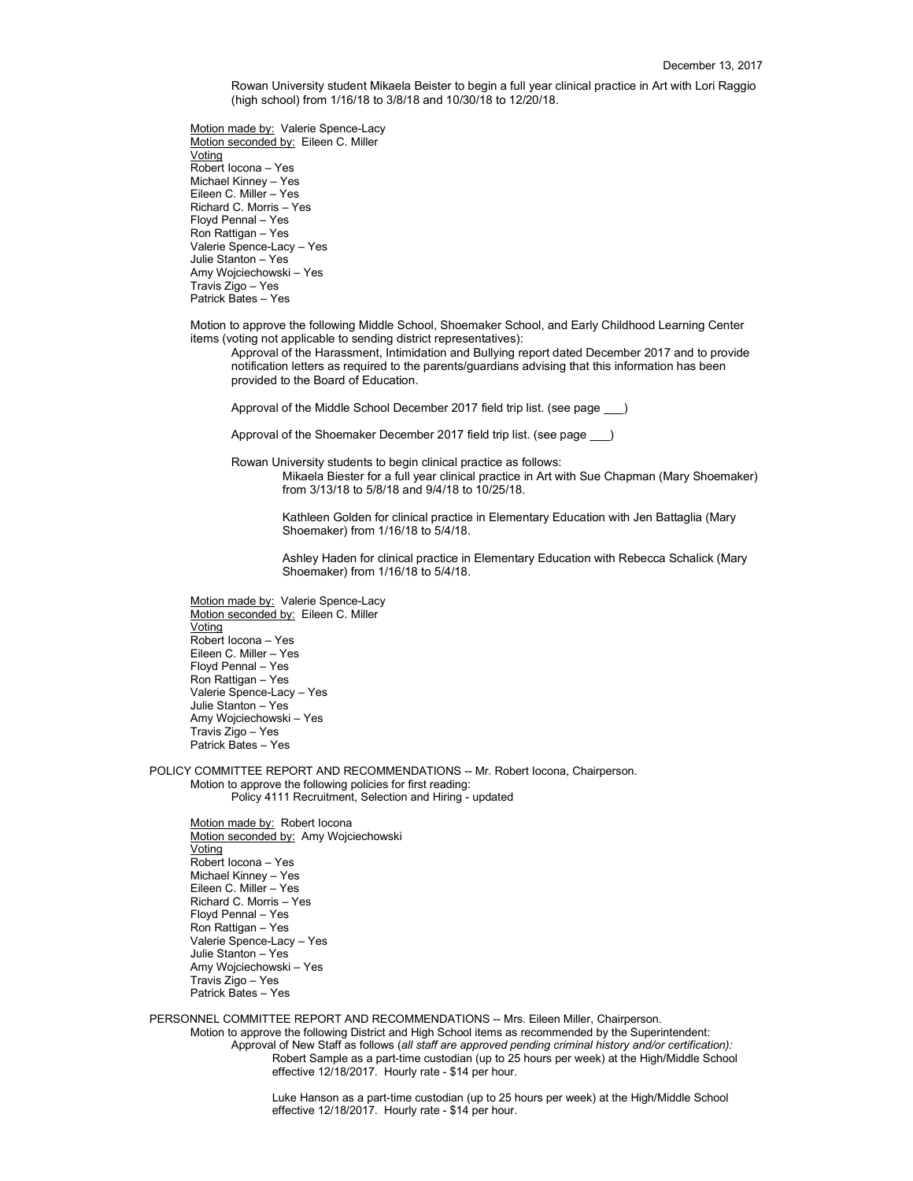Rowan University student Mikaela Beister to begin a full year clinical practice in Art with Lori Raggio (high school) from 1/16/18 to 3/8/18 and 10/30/18 to 12/20/18.

Motion made by: Valerie Spence-Lacy
Motion seconded by: Eileen C. Miller
Voting
Robert Iocona – Yes
Michael Kinney – Yes
Eileen C. Miller – Yes
Richard C. Morris – Yes
Floyd Pennal – Yes
Ron Rattigan – Yes
Valerie Spence-Lacy – Yes
Julie Stanton – Yes
Amy Wojciechowski – Yes
Travis Zigo – Yes
Patrick Bates – Yes

Motion to approve the following Middle School, Shoemaker School, and Early Childhood Learning Center items (voting not applicable to sending district representatives):

Approval of the Harassment, Intimidation and Bullying report dated December 2017 and to provide notification letters as required to the parents/guardians advising that this information has been provided to the Board of Education.

Approval of the Middle School December 2017 field trip list. (see page ___)

Approval of the Shoemaker December 2017 field trip list. (see page ___)

Rowan University students to begin clinical practice as follows:

Mikaela Biester for a full year clinical practice in Art with Sue Chapman (Mary Shoemaker) from 3/13/18 to 5/8/18 and 9/4/18 to 10/25/18.

Kathleen Golden for clinical practice in Elementary Education with Jen Battaglia (Mary Shoemaker) from 1/16/18 to 5/4/18.

Ashley Haden for clinical practice in Elementary Education with Rebecca Schalick (Mary Shoemaker) from 1/16/18 to 5/4/18.

Motion made by: Valerie Spence-Lacy
Motion seconded by: Eileen C. Miller
Voting
Robert Iocona – Yes
Eileen C. Miller – Yes
Floyd Pennal – Yes
Ron Rattigan – Yes
Valerie Spence-Lacy – Yes
Julie Stanton – Yes
Amy Wojciechowski – Yes
Travis Zigo – Yes
Patrick Bates – Yes

POLICY COMMITTEE REPORT AND RECOMMENDATIONS -- Mr. Robert Iocona, Chairperson.

Motion to approve the following policies for first reading:

Policy 4111 Recruitment, Selection and Hiring - updated

Motion made by: Robert Iocona
Motion seconded by: Amy Wojciechowski
Voting
Robert Iocona – Yes
Michael Kinney – Yes
Eileen C. Miller – Yes
Richard C. Morris – Yes
Floyd Pennal – Yes
Ron Rattigan – Yes
Valerie Spence-Lacy – Yes
Julie Stanton – Yes
Amy Wojciechowski – Yes
Travis Zigo – Yes
Patrick Bates – Yes

PERSONNEL COMMITTEE REPORT AND RECOMMENDATIONS -- Mrs. Eileen Miller, Chairperson.

Motion to approve the following District and High School items as recommended by the Superintendent:

Approval of New Staff as follows (*all staff are approved pending criminal history and/or certification):*

Robert Sample as a part-time custodian (up to 25 hours per week) at the High/Middle School effective 12/18/2017. Hourly rate - $14 per hour.

Luke Hanson as a part-time custodian (up to 25 hours per week) at the High/Middle School effective 12/18/2017. Hourly rate - $14 per hour.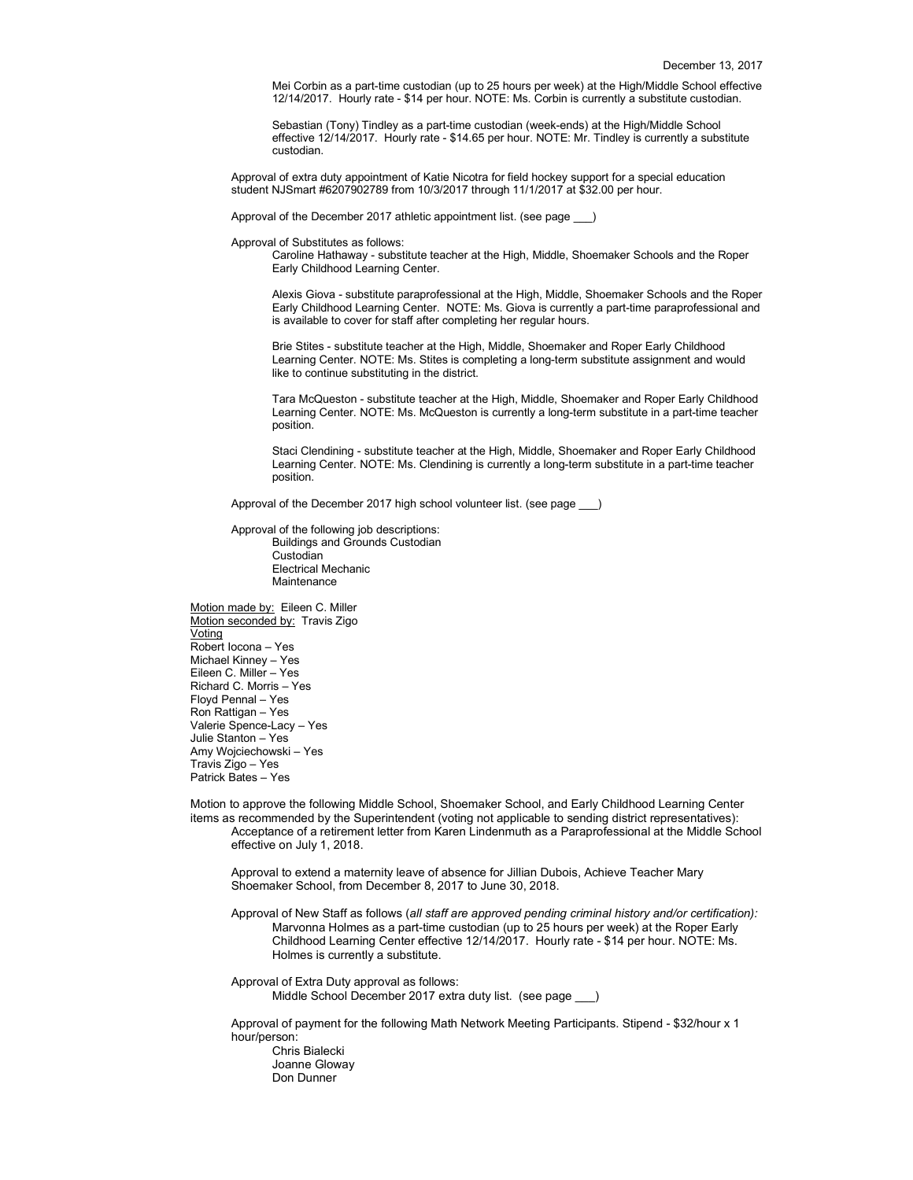December 13, 2017

Mei Corbin as a part-time custodian (up to 25 hours per week) at the High/Middle School effective 12/14/2017. Hourly rate - $14 per hour. NOTE: Ms. Corbin is currently a substitute custodian.

Sebastian (Tony) Tindley as a part-time custodian (week-ends) at the High/Middle School effective 12/14/2017. Hourly rate - $14.65 per hour. NOTE: Mr. Tindley is currently a substitute custodian.

Approval of extra duty appointment of Katie Nicotra for field hockey support for a special education student NJSmart #6207902789 from 10/3/2017 through 11/1/2017 at $32.00 per hour.

Approval of the December 2017 athletic appointment list. (see page ___)

Approval of Substitutes as follows:

Caroline Hathaway - substitute teacher at the High, Middle, Shoemaker Schools and the Roper Early Childhood Learning Center.

Alexis Giova - substitute paraprofessional at the High, Middle, Shoemaker Schools and the Roper Early Childhood Learning Center. NOTE: Ms. Giova is currently a part-time paraprofessional and is available to cover for staff after completing her regular hours.

Brie Stites - substitute teacher at the High, Middle, Shoemaker and Roper Early Childhood Learning Center. NOTE: Ms. Stites is completing a long-term substitute assignment and would like to continue substituting in the district.

Tara McQueston - substitute teacher at the High, Middle, Shoemaker and Roper Early Childhood Learning Center. NOTE: Ms. McQueston is currently a long-term substitute in a part-time teacher position.

Staci Clendining - substitute teacher at the High, Middle, Shoemaker and Roper Early Childhood Learning Center. NOTE: Ms. Clendining is currently a long-term substitute in a part-time teacher position.

Approval of the December 2017 high school volunteer list. (see page ___)

Approval of the following job descriptions:

Buildings and Grounds Custodian
Custodian
Electrical Mechanic
Maintenance

Motion made by: Eileen C. Miller
Motion seconded by: Travis Zigo
Voting
Robert Iocona – Yes
Michael Kinney – Yes
Eileen C. Miller – Yes
Richard C. Morris – Yes
Floyd Pennal – Yes
Ron Rattigan – Yes
Valerie Spence-Lacy – Yes
Julie Stanton – Yes
Amy Wojciechowski – Yes
Travis Zigo – Yes
Patrick Bates – Yes

Motion to approve the following Middle School, Shoemaker School, and Early Childhood Learning Center items as recommended by the Superintendent (voting not applicable to sending district representatives):

Acceptance of a retirement letter from Karen Lindenmuth as a Paraprofessional at the Middle School effective on July 1, 2018.

Approval to extend a maternity leave of absence for Jillian Dubois, Achieve Teacher Mary Shoemaker School, from December 8, 2017 to June 30, 2018.

Approval of New Staff as follows (*all staff are approved pending criminal history and/or certification):*

Marvonna Holmes as a part-time custodian (up to 25 hours per week) at the Roper Early Childhood Learning Center effective 12/14/2017. Hourly rate - $14 per hour. NOTE: Ms. Holmes is currently a substitute.

Approval of Extra Duty approval as follows:

Middle School December 2017 extra duty list. (see page ___)

Approval of payment for the following Math Network Meeting Participants. Stipend - $32/hour x 1 hour/person:

Chris Bialecki
Joanne Gloway
Don Dunner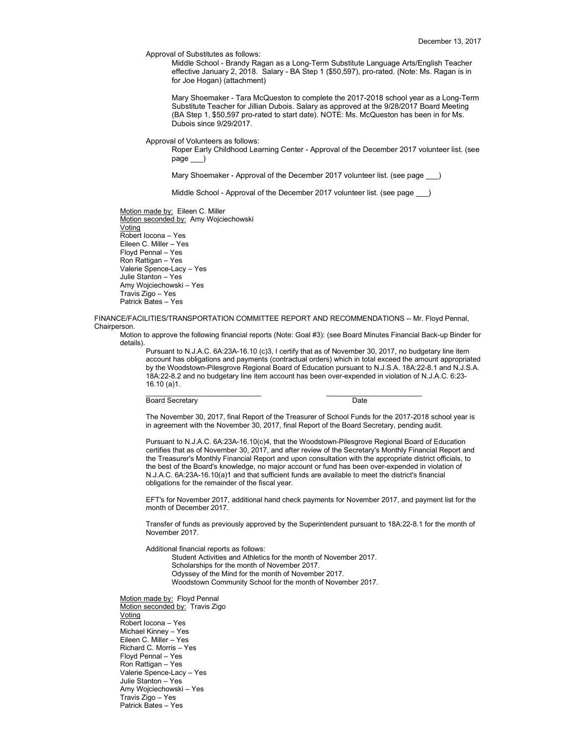Approval of Substitutes as follows:

Middle School - Brandy Ragan as a Long-Term Substitute Language Arts/English Teacher effective January 2, 2018. Salary - BA Step 1 ($50,597), pro-rated. (Note: Ms. Ragan is in for Joe Hogan) (attachment)

Mary Shoemaker - Tara McQueston to complete the 2017-2018 school year as a Long-Term Substitute Teacher for Jillian Dubois. Salary as approved at the 9/28/2017 Board Meeting (BA Step 1, $50,597 pro-rated to start date). NOTE: Ms. McQueston has been in for Ms. Dubois since 9/29/2017.

Approval of Volunteers as follows:

Roper Early Childhood Learning Center - Approval of the December 2017 volunteer list. (see page ___)

Mary Shoemaker - Approval of the December 2017 volunteer list. (see page ___)

Middle School - Approval of the December 2017 volunteer list. (see page ___)

Motion made by: Eileen C. Miller
Motion seconded by: Amy Wojciechowski
Voting
Robert Iocona – Yes
Eileen C. Miller – Yes
Floyd Pennal – Yes
Ron Rattigan – Yes
Valerie Spence-Lacy – Yes
Julie Stanton – Yes
Amy Wojciechowski – Yes
Travis Zigo – Yes
Patrick Bates – Yes

FINANCE/FACILITIES/TRANSPORTATION COMMITTEE REPORT AND RECOMMENDATIONS -- Mr. Floyd Pennal, Chairperson.

Motion to approve the following financial reports (Note: Goal #3): (see Board Minutes Financial Back-up Binder for details).

Pursuant to N.J.A.C. 6A:23A-16.10 (c)3, I certify that as of November 30, 2017, no budgetary line item account has obligations and payments (contractual orders) which in total exceed the amount appropriated by the Woodstown-Pilesgrove Regional Board of Education pursuant to N.J.S.A. 18A:22-8.1 and N.J.S.A. 18A:22-8.2 and no budgetary line item account has been over-expended in violation of N.J.A.C. 6:23-16.10 (a)1.

______________________________ ______________________________
Board Secretary Date

The November 30, 2017, final Report of the Treasurer of School Funds for the 2017-2018 school year is in agreement with the November 30, 2017, final Report of the Board Secretary, pending audit.

Pursuant to N.J.A.C. 6A:23A-16.10(c)4, that the Woodstown-Pilesgrove Regional Board of Education certifies that as of November 30, 2017, and after review of the Secretary's Monthly Financial Report and the Treasurer's Monthly Financial Report and upon consultation with the appropriate district officials, to the best of the Board's knowledge, no major account or fund has been over-expended in violation of N.J.A.C. 6A:23A-16.10(a)1 and that sufficient funds are available to meet the district's financial obligations for the remainder of the fiscal year.

EFT's for November 2017, additional hand check payments for November 2017, and payment list for the month of December 2017.

Transfer of funds as previously approved by the Superintendent pursuant to 18A:22-8.1 for the month of November 2017.

Additional financial reports as follows:

Student Activities and Athletics for the month of November 2017.
Scholarships for the month of November 2017.
Odyssey of the Mind for the month of November 2017.
Woodstown Community School for the month of November 2017.

Motion made by: Floyd Pennal
Motion seconded by: Travis Zigo
Voting
Robert Iocona – Yes
Michael Kinney – Yes
Eileen C. Miller – Yes
Richard C. Morris – Yes
Floyd Pennal – Yes
Ron Rattigan – Yes
Valerie Spence-Lacy – Yes
Julie Stanton – Yes
Amy Wojciechowski – Yes
Travis Zigo – Yes
Patrick Bates – Yes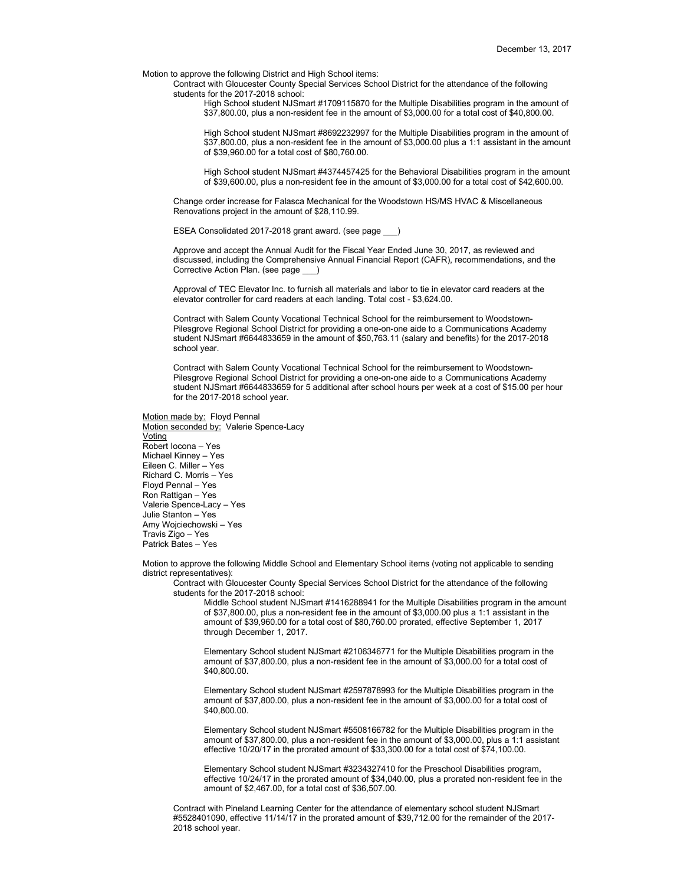Motion to approve the following District and High School items:

Contract with Gloucester County Special Services School District for the attendance of the following students for the 2017-2018 school:

High School student NJSmart #1709115870 for the Multiple Disabilities program in the amount of $37,800.00, plus a non-resident fee in the amount of $3,000.00 for a total cost of $40,800.00.

High School student NJSmart #8692232997 for the Multiple Disabilities program in the amount of $37,800.00, plus a non-resident fee in the amount of $3,000.00 plus a 1:1 assistant in the amount of $39,960.00 for a total cost of $80,760.00.

High School student NJSmart #4374457425 for the Behavioral Disabilities program in the amount of $39,600.00, plus a non-resident fee in the amount of $3,000.00 for a total cost of $42,600.00.

Change order increase for Falasca Mechanical for the Woodstown HS/MS HVAC & Miscellaneous Renovations project in the amount of $28,110.99.

ESEA Consolidated 2017-2018 grant award. (see page ___)

Approve and accept the Annual Audit for the Fiscal Year Ended June 30, 2017, as reviewed and discussed, including the Comprehensive Annual Financial Report (CAFR), recommendations, and the Corrective Action Plan. (see page ___)

Approval of TEC Elevator Inc. to furnish all materials and labor to tie in elevator card readers at the elevator controller for card readers at each landing. Total cost - $3,624.00.

Contract with Salem County Vocational Technical School for the reimbursement to Woodstown-Pilesgrove Regional School District for providing a one-on-one aide to a Communications Academy student NJSmart #6644833659 in the amount of $50,763.11 (salary and benefits) for the 2017-2018 school year.

Contract with Salem County Vocational Technical School for the reimbursement to Woodstown-Pilesgrove Regional School District for providing a one-on-one aide to a Communications Academy student NJSmart #6644833659 for 5 additional after school hours per week at a cost of $15.00 per hour for the 2017-2018 school year.

Motion made by: Floyd Pennal
Motion seconded by: Valerie Spence-Lacy
Voting
Robert Iocona – Yes
Michael Kinney – Yes
Eileen C. Miller – Yes
Richard C. Morris – Yes
Floyd Pennal – Yes
Ron Rattigan – Yes
Valerie Spence-Lacy – Yes
Julie Stanton – Yes
Amy Wojciechowski – Yes
Travis Zigo – Yes
Patrick Bates – Yes

Motion to approve the following Middle School and Elementary School items (voting not applicable to sending district representatives):

Contract with Gloucester County Special Services School District for the attendance of the following students for the 2017-2018 school:

Middle School student NJSmart #1416288941 for the Multiple Disabilities program in the amount of $37,800.00, plus a non-resident fee in the amount of $3,000.00 plus a 1:1 assistant in the amount of $39,960.00 for a total cost of $80,760.00 prorated, effective September 1, 2017 through December 1, 2017.

Elementary School student NJSmart #2106346771 for the Multiple Disabilities program in the amount of $37,800.00, plus a non-resident fee in the amount of $3,000.00 for a total cost of $40,800.00.

Elementary School student NJSmart #2597878993 for the Multiple Disabilities program in the amount of $37,800.00, plus a non-resident fee in the amount of $3,000.00 for a total cost of $40,800.00.

Elementary School student NJSmart #5508166782 for the Multiple Disabilities program in the amount of $37,800.00, plus a non-resident fee in the amount of $3,000.00, plus a 1:1 assistant effective 10/20/17 in the prorated amount of $33,300.00 for a total cost of $74,100.00.

Elementary School student NJSmart #3234327410 for the Preschool Disabilities program, effective 10/24/17 in the prorated amount of $34,040.00, plus a prorated non-resident fee in the amount of $2,467.00, for a total cost of $36,507.00.

Contract with Pineland Learning Center for the attendance of elementary school student NJSmart #5528401090, effective 11/14/17 in the prorated amount of $39,712.00 for the remainder of the 2017-2018 school year.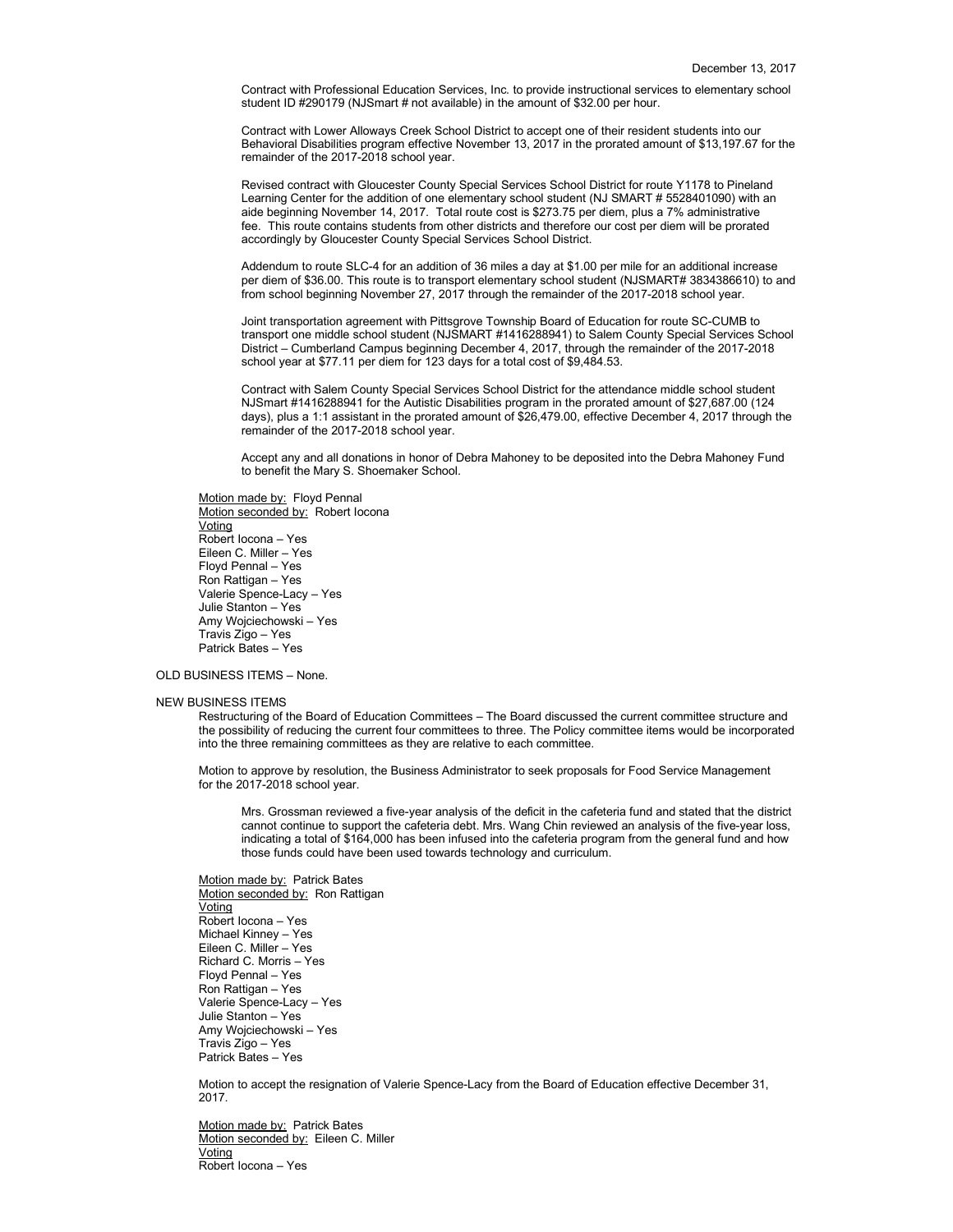Contract with Professional Education Services, Inc. to provide instructional services to elementary school student ID #290179 (NJSmart # not available) in the amount of $32.00 per hour.

Contract with Lower Alloways Creek School District to accept one of their resident students into our Behavioral Disabilities program effective November 13, 2017 in the prorated amount of $13,197.67 for the remainder of the 2017-2018 school year.

Revised contract with Gloucester County Special Services School District for route Y1178 to Pineland Learning Center for the addition of one elementary school student (NJ SMART # 5528401090) with an aide beginning November 14, 2017. Total route cost is $273.75 per diem, plus a 7% administrative fee. This route contains students from other districts and therefore our cost per diem will be prorated accordingly by Gloucester County Special Services School District.

Addendum to route SLC-4 for an addition of 36 miles a day at $1.00 per mile for an additional increase per diem of $36.00. This route is to transport elementary school student (NJSMART# 3834386610) to and from school beginning November 27, 2017 through the remainder of the 2017-2018 school year.

Joint transportation agreement with Pittsgrove Township Board of Education for route SC-CUMB to transport one middle school student (NJSMART #1416288941) to Salem County Special Services School District – Cumberland Campus beginning December 4, 2017, through the remainder of the 2017-2018 school year at $77.11 per diem for 123 days for a total cost of $9,484.53.

Contract with Salem County Special Services School District for the attendance middle school student NJSmart #1416288941 for the Autistic Disabilities program in the prorated amount of $27,687.00 (124 days), plus a 1:1 assistant in the prorated amount of $26,479.00, effective December 4, 2017 through the remainder of the 2017-2018 school year.

Accept any and all donations in honor of Debra Mahoney to be deposited into the Debra Mahoney Fund to benefit the Mary S. Shoemaker School.

Motion made by: Floyd Pennal
Motion seconded by: Robert Iocona
Voting
Robert Iocona – Yes
Eileen C. Miller – Yes
Floyd Pennal – Yes
Ron Rattigan – Yes
Valerie Spence-Lacy – Yes
Julie Stanton – Yes
Amy Wojciechowski – Yes
Travis Zigo – Yes
Patrick Bates – Yes

OLD BUSINESS ITEMS – None.

NEW BUSINESS ITEMS

Restructuring of the Board of Education Committees – The Board discussed the current committee structure and the possibility of reducing the current four committees to three. The Policy committee items would be incorporated into the three remaining committees as they are relative to each committee.

Motion to approve by resolution, the Business Administrator to seek proposals for Food Service Management for the 2017-2018 school year.

Mrs. Grossman reviewed a five-year analysis of the deficit in the cafeteria fund and stated that the district cannot continue to support the cafeteria debt. Mrs. Wang Chin reviewed an analysis of the five-year loss, indicating a total of $164,000 has been infused into the cafeteria program from the general fund and how those funds could have been used towards technology and curriculum.

Motion made by: Patrick Bates
Motion seconded by: Ron Rattigan
Voting
Robert Iocona – Yes
Michael Kinney – Yes
Eileen C. Miller – Yes
Richard C. Morris – Yes
Floyd Pennal – Yes
Ron Rattigan – Yes
Valerie Spence-Lacy – Yes
Julie Stanton – Yes
Amy Wojciechowski – Yes
Travis Zigo – Yes
Patrick Bates – Yes

Motion to accept the resignation of Valerie Spence-Lacy from the Board of Education effective December 31, 2017.

Motion made by: Patrick Bates
Motion seconded by: Eileen C. Miller
Voting
Robert Iocona – Yes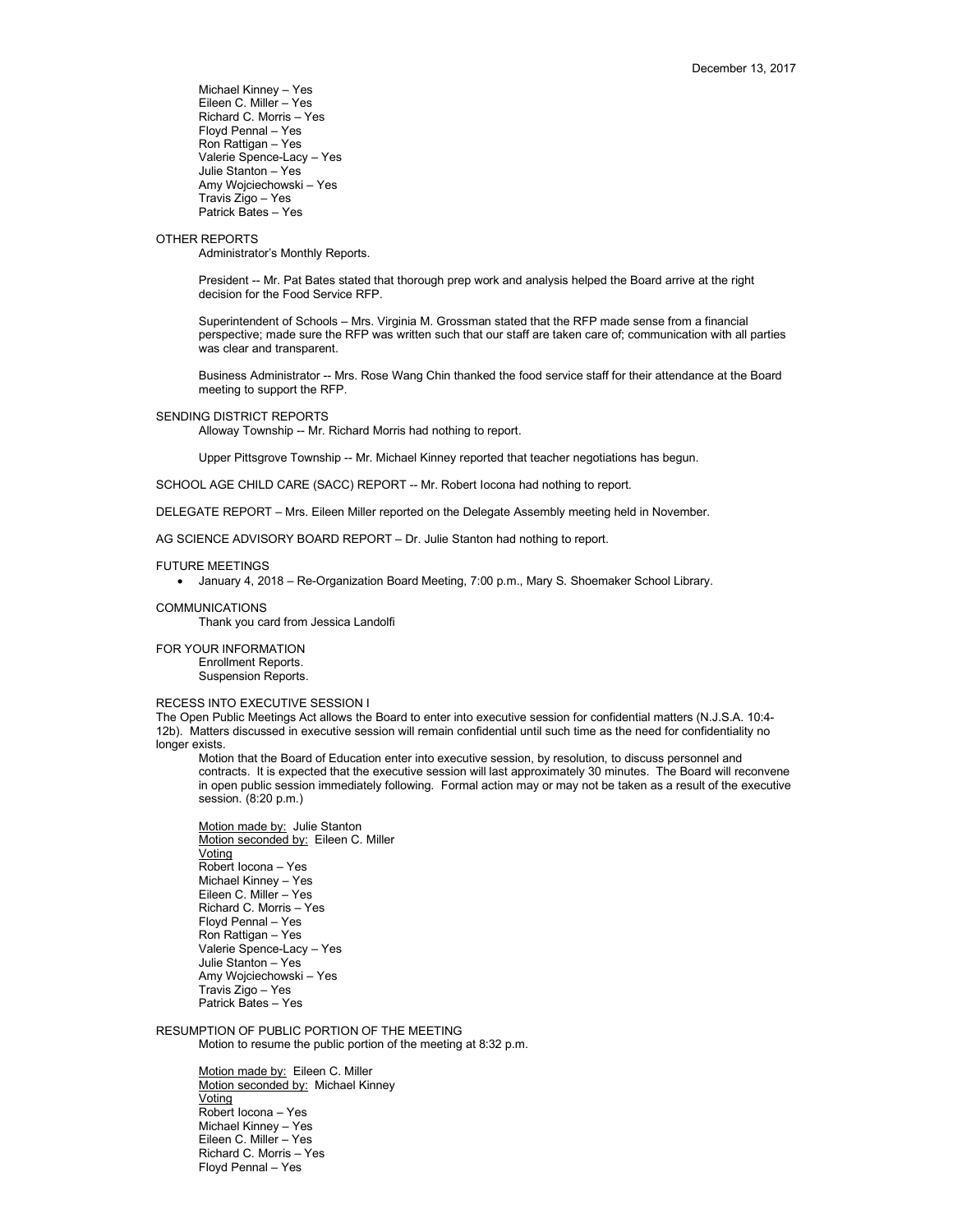Michael Kinney – Yes
Eileen C. Miller – Yes
Richard C. Morris – Yes
Floyd Pennal – Yes
Ron Rattigan – Yes
Valerie Spence-Lacy – Yes
Julie Stanton – Yes
Amy Wojciechowski – Yes
Travis Zigo – Yes
Patrick Bates – Yes

OTHER REPORTS

Administrator's Monthly Reports.

President -- Mr. Pat Bates stated that thorough prep work and analysis helped the Board arrive at the right decision for the Food Service RFP.

Superintendent of Schools – Mrs. Virginia M. Grossman stated that the RFP made sense from a financial perspective; made sure the RFP was written such that our staff are taken care of; communication with all parties was clear and transparent.

Business Administrator -- Mrs. Rose Wang Chin thanked the food service staff for their attendance at the Board meeting to support the RFP.

SENDING DISTRICT REPORTS

Alloway Township -- Mr. Richard Morris had nothing to report.

Upper Pittsgrove Township -- Mr. Michael Kinney reported that teacher negotiations has begun.

SCHOOL AGE CHILD CARE (SACC) REPORT -- Mr. Robert Iocona had nothing to report.

DELEGATE REPORT – Mrs. Eileen Miller reported on the Delegate Assembly meeting held in November.

AG SCIENCE ADVISORY BOARD REPORT – Dr. Julie Stanton had nothing to report.

FUTURE MEETINGS

- January 4, 2018 – Re-Organization Board Meeting, 7:00 p.m., Mary S. Shoemaker School Library.

COMMUNICATIONS

Thank you card from Jessica Landolfi

FOR YOUR INFORMATION

Enrollment Reports.
Suspension Reports.

RECESS INTO EXECUTIVE SESSION I

The Open Public Meetings Act allows the Board to enter into executive session for confidential matters (N.J.S.A. 10:4-12b). Matters discussed in executive session will remain confidential until such time as the need for confidentiality no longer exists.

Motion that the Board of Education enter into executive session, by resolution, to discuss personnel and contracts. It is expected that the executive session will last approximately 30 minutes. The Board will reconvene in open public session immediately following. Formal action may or may not be taken as a result of the executive session. (8:20 p.m.)

Motion made by: Julie Stanton
Motion seconded by: Eileen C. Miller
Voting
Robert Iocona – Yes
Michael Kinney – Yes
Eileen C. Miller – Yes
Richard C. Morris – Yes
Floyd Pennal – Yes
Ron Rattigan – Yes
Valerie Spence-Lacy – Yes
Julie Stanton – Yes
Amy Wojciechowski – Yes
Travis Zigo – Yes
Patrick Bates – Yes

RESUMPTION OF PUBLIC PORTION OF THE MEETING

Motion to resume the public portion of the meeting at 8:32 p.m.

Motion made by: Eileen C. Miller
Motion seconded by: Michael Kinney
Voting
Robert Iocona – Yes
Michael Kinney – Yes
Eileen C. Miller – Yes
Richard C. Morris – Yes
Floyd Pennal – Yes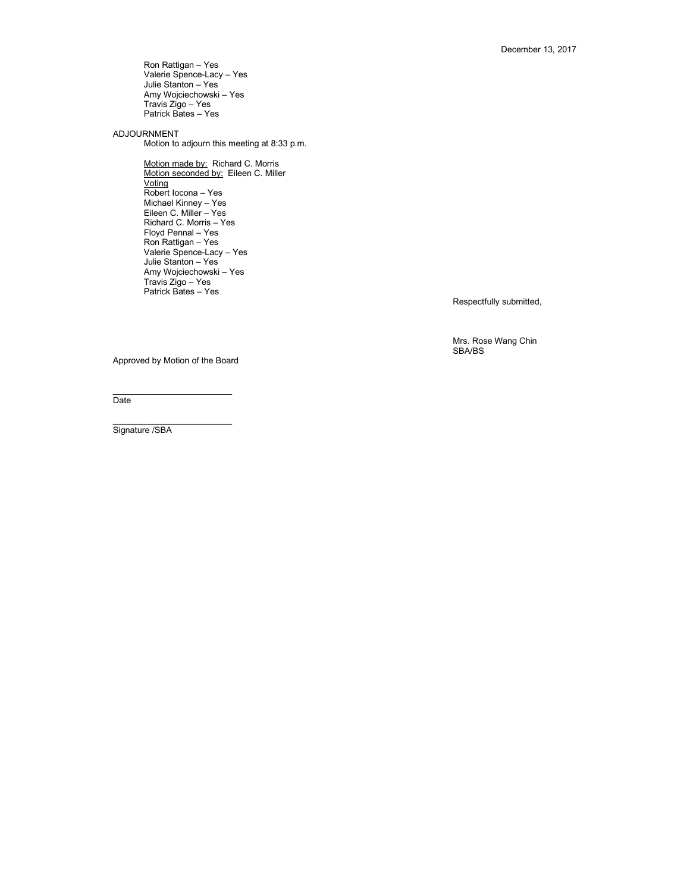Ron Rattigan – Yes
Valerie Spence-Lacy – Yes
Julie Stanton – Yes
Amy Wojciechowski – Yes
Travis Zigo – Yes
Patrick Bates – Yes

ADJOURNMENT

Motion to adjourn this meeting at 8:33 p.m.

Motion made by: Richard C. Morris
Motion seconded by: Eileen C. Miller
Voting
Robert Iocona – Yes
Michael Kinney – Yes
Eileen C. Miller – Yes
Richard C. Morris – Yes
Floyd Pennal – Yes
Ron Rattigan – Yes
Valerie Spence-Lacy – Yes
Julie Stanton – Yes
Amy Wojciechowski – Yes
Travis Zigo – Yes
Patrick Bates – Yes

Respectfully submitted,

Mrs. Rose Wang Chin
SBA/BS

Approved by Motion of the Board

\_\_\_\_\_\_\_\_\_\_\_\_\_\_\_\_\_\_\_\_\_\_\_\_\_
Date

\_\_\_\_\_\_\_\_\_\_\_\_\_\_\_\_\_\_\_\_\_\_\_\_\_
Signature /SBA